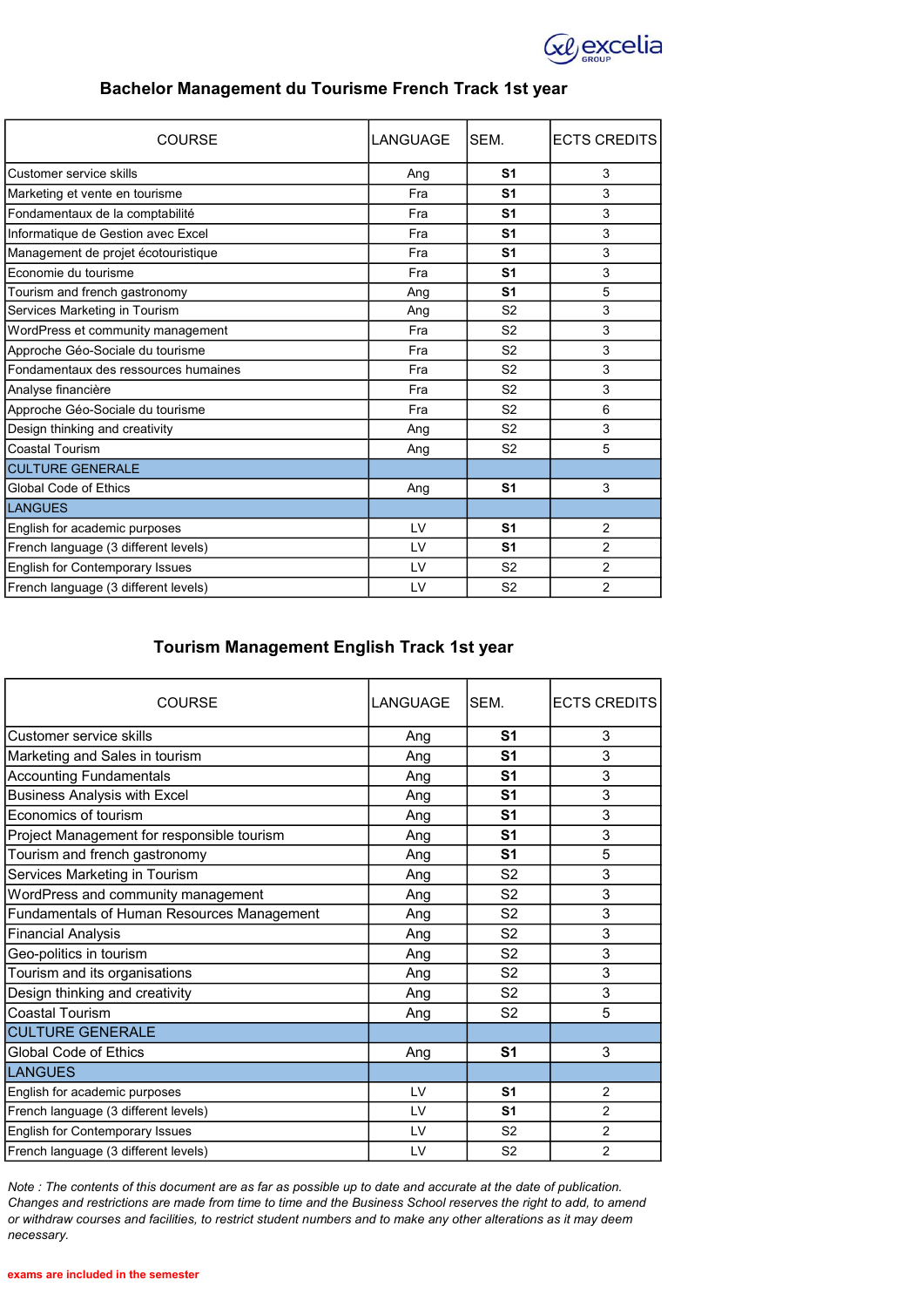## Bachelor Management du Tourisme French Track 1st year

| COURSE | LANGUAGE | SEM. | ECTS CREDITS |
|---|---|---|---|
| Customer service skills | Ang | **S1** | 3 |
| Marketing et vente en tourisme | Fra | **S1** | 3 |
| Fondamentaux de la comptabilité | Fra | **S1** | 3 |
| Informatique de Gestion avec Excel | Fra | **S1** | 3 |
| Management de projet écotouristique | Fra | **S1** | 3 |
| Economie du tourisme | Fra | **S1** | 3 |
| Tourism and french gastronomy | Ang | **S1** | 5 |
| Services Marketing in Tourism | Ang | S2 | 3 |
| WordPress et community management | Fra | S2 | 3 |
| Approche Géo-Sociale du tourisme | Fra | S2 | 3 |
| Fondamentaux des ressources humaines | Fra | S2 | 3 |
| Analyse financière | Fra | S2 | 3 |
| Approche Géo-Sociale du tourisme | Fra | S2 | 6 |
| Design thinking and creativity | Ang | S2 | 3 |
| Coastal Tourism | Ang | S2 | 5 |
| CULTURE GENERALE | | | |
| Global Code of Ethics | Ang | **S1** | 3 |
| LANGUES | | | |
| English for academic purposes | LV | **S1** | 2 |
| French language (3 different levels) | LV | **S1** | 2 |
| English for Contemporary Issues | LV | S2 | 2 |
| French language (3 different levels) | LV | S2 | 2 |

## Tourism Management English Track 1st year

| COURSE | LANGUAGE | SEM. | ECTS CREDITS |
|---|---|---|---|
| Customer service skills | Ang | **S1** | 3 |
| Marketing and Sales in tourism | Ang | **S1** | 3 |
| Accounting Fundamentals | Ang | **S1** | 3 |
| Business Analysis with Excel | Ang | **S1** | 3 |
| Economics of tourism | Ang | **S1** | 3 |
| Project Management for responsible tourism | Ang | **S1** | 3 |
| Tourism and french gastronomy | Ang | **S1** | 5 |
| Services Marketing in Tourism | Ang | S2 | 3 |
| WordPress and community management | Ang | S2 | 3 |
| Fundamentals of Human Resources Management | Ang | S2 | 3 |
| Financial Analysis | Ang | S2 | 3 |
| Geo-politics in tourism | Ang | S2 | 3 |
| Tourism and its organisations | Ang | S2 | 3 |
| Design thinking and creativity | Ang | S2 | 3 |
| Coastal Tourism | Ang | S2 | 5 |
| CULTURE GENERALE | | | |
| Global Code of Ethics | Ang | **S1** | 3 |
| LANGUES | | | |
| English for academic purposes | LV | **S1** | 2 |
| French language (3 different levels) | LV | **S1** | 2 |
| English for Contemporary Issues | LV | S2 | 2 |
| French language (3 different levels) | LV | S2 | 2 |

*Note : The contents of this document are as far as possible up to date and accurate at the date of publication. Changes and restrictions are made from time to time and the Business School reserves the right to add, to amend or withdraw courses and facilities, to restrict student numbers and to make any other alterations as it may deem necessary.*

**exams are included in the semester**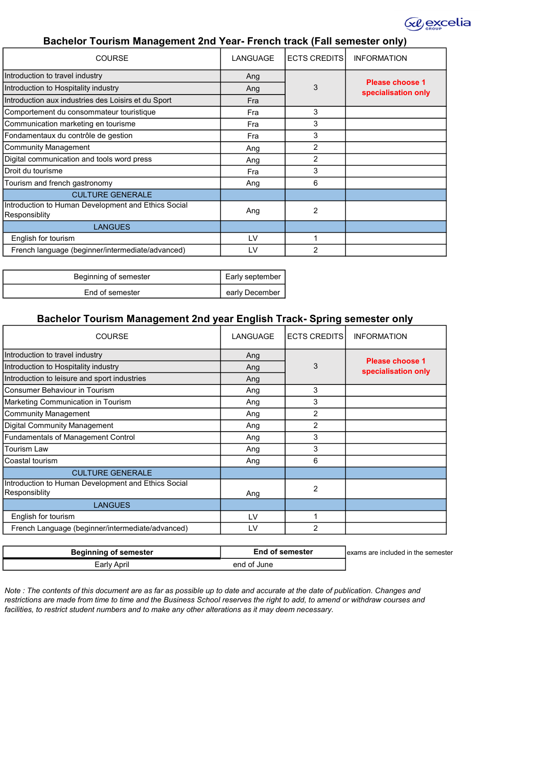## Bachelor Tourism Management 2nd Year- French track (Fall semester only)

| COURSE | LANGUAGE | ECTS CREDITS | INFORMATION |
|---|---|---|---|
| Introduction to travel industry | Ang | 3 | **Please choose 1 specialisation only** |
| Introduction to Hospitality industry | Ang | | |
| Introduction aux industries des Loisirs et du Sport | Fra | | |
| Comportement du consommateur touristique | Fra | 3 | |
| Communication marketing en tourisme | Fra | 3 | |
| Fondamentaux du contrôle de gestion | Fra | 3 | |
| Community Management | Ang | 2 | |
| Digital communication and tools word press | Ang | 2 | |
| Droit du tourisme | Fra | 3 | |
| Tourism and french gastronomy | Ang | 6 | |
| CULTURE GENERALE | | | |
| Introduction to Human Development and Ethics Social Responsiblity | Ang | 2 | |
| LANGUES | | | |
| English for tourism | LV | 1 | |
| French language (beginner/intermediate/advanced) | LV | 2 | |

| | |
|---|---|
| Beginning of semester | Early september |
| End of semester | early December |

## Bachelor Tourism Management 2nd year English Track- Spring semester only

| COURSE | LANGUAGE | ECTS CREDITS | INFORMATION |
|---|---|---|---|
| Introduction to travel industry | Ang | 3 | **Please choose 1 specialisation only** |
| Introduction to Hospitality industry | Ang | | |
| Introduction to leisure and sport industries | Ang | | |
| Consumer Behaviour in Tourism | Ang | 3 | |
| Marketing Communication in Tourism | Ang | 3 | |
| Community Management | Ang | 2 | |
| Digital Community Management | Ang | 2 | |
| Fundamentals of Management Control | Ang | 3 | |
| Tourism Law | Ang | 3 | |
| Coastal tourism | Ang | 6 | |
| CULTURE GENERALE | | | |
| Introduction to Human Development and Ethics Social Responsiblity | Ang | 2 | |
| LANGUES | | | |
| English for tourism | LV | 1 | |
| French Language (beginner/intermediate/advanced) | LV | 2 | |

| **Beginning of semester** | **End of semester** | |
|---|---|---|
| Early April | end of June | exams are included in the semester |

*Note : The contents of this document are as far as possible up to date and accurate at the date of publication. Changes and restrictions are made from time to time and the Business School reserves the right to add, to amend or withdraw courses and facilities, to restrict student numbers and to make any other alterations as it may deem necessary.*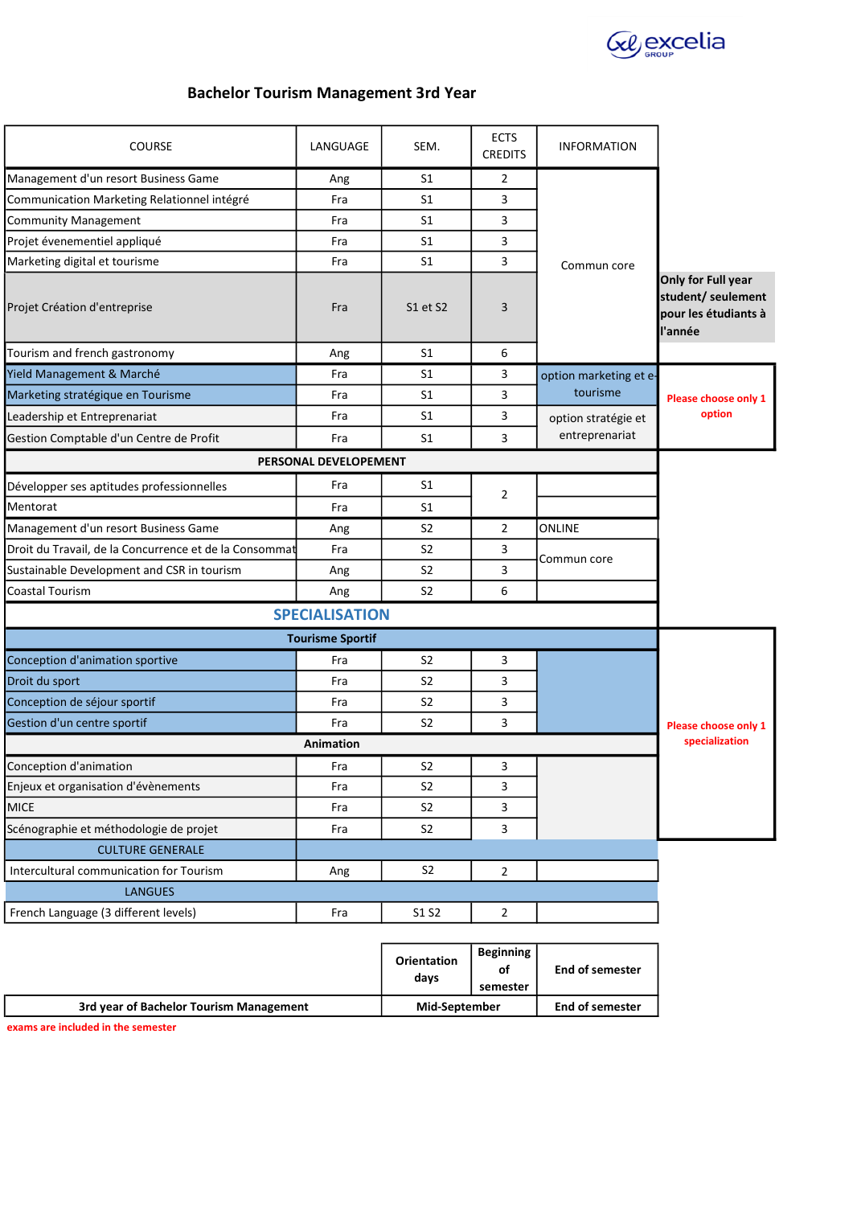# Bachelor Tourism Management 3rd Year

| COURSE | LANGUAGE | SEM. | ECTS CREDITS | INFORMATION | |
|---|---|---|---|---|---|
| Management d'un resort Business Game | Ang | S1 | 2 | Commun core | |
| Communication Marketing Relationnel intégré | Fra | S1 | 3 | | |
| Community Management | Fra | S1 | 3 | | |
| Projet évenementiel appliqué | Fra | S1 | 3 | | |
| Marketing digital et tourisme | Fra | S1 | 3 | | |
| Projet Création d'entreprise | Fra | S1 et S2 | 3 | | **Only for Full year student/ seulement pour les étudiants à l'année** |
| Tourism and french gastronomy | Ang | S1 | 6 | | |
| Yield Management & Marché | Fra | S1 | 3 | option marketing et e-tourisme | Please choose only 1 option |
| Marketing stratégique en Tourisme | Fra | S1 | 3 | | |
| Leadership et Entreprenariat | Fra | S1 | 3 | option stratégie et entreprenariat | |
| Gestion Comptable d'un Centre de Profit | Fra | S1 | 3 | | |
| **PERSONAL DEVELOPEMENT** | | | | | |
| Développer ses aptitudes professionnelles | Fra | S1 | 2 | | |
| Mentorat | Fra | S1 | | | |
| Management d'un resort Business Game | Ang | S2 | 2 | ONLINE | |
| Droit du Travail, de la Concurrence et de la Consommat | Fra | S2 | 3 | Commun core | |
| Sustainable Development and CSR in tourism | Ang | S2 | 3 | | |
| Coastal Tourism | Ang | S2 | 6 | | |
| **SPECIALISATION** | | | | | |
| **Tourisme Sportif** | | | | | Please choose only 1 specialization |
| Conception d'animation sportive | Fra | S2 | 3 | | |
| Droit du sport | Fra | S2 | 3 | | |
| Conception de séjour sportif | Fra | S2 | 3 | | |
| Gestion d'un centre sportif | Fra | S2 | 3 | | |
| **Animation** | | | | | |
| Conception d'animation | Fra | S2 | 3 | | |
| Enjeux et organisation d'évènements | Fra | S2 | 3 | | |
| MICE | Fra | S2 | 3 | | |
| Scénographie et méthodologie de projet | Fra | S2 | 3 | | |
| CULTURE GENERALE | | | | | |
| Intercultural communication for Tourism | Ang | S2 | 2 | | |
| LANGUES | | | | | |
| French Language (3 different levels) | Fra | S1 S2 | 2 | | |

| | Orientation days | Beginning of semester | End of semester |
|---|---|---|---|
| **3rd year of Bachelor Tourism Management** | **Mid-September** | | **End of semester** |

exams are included in the semester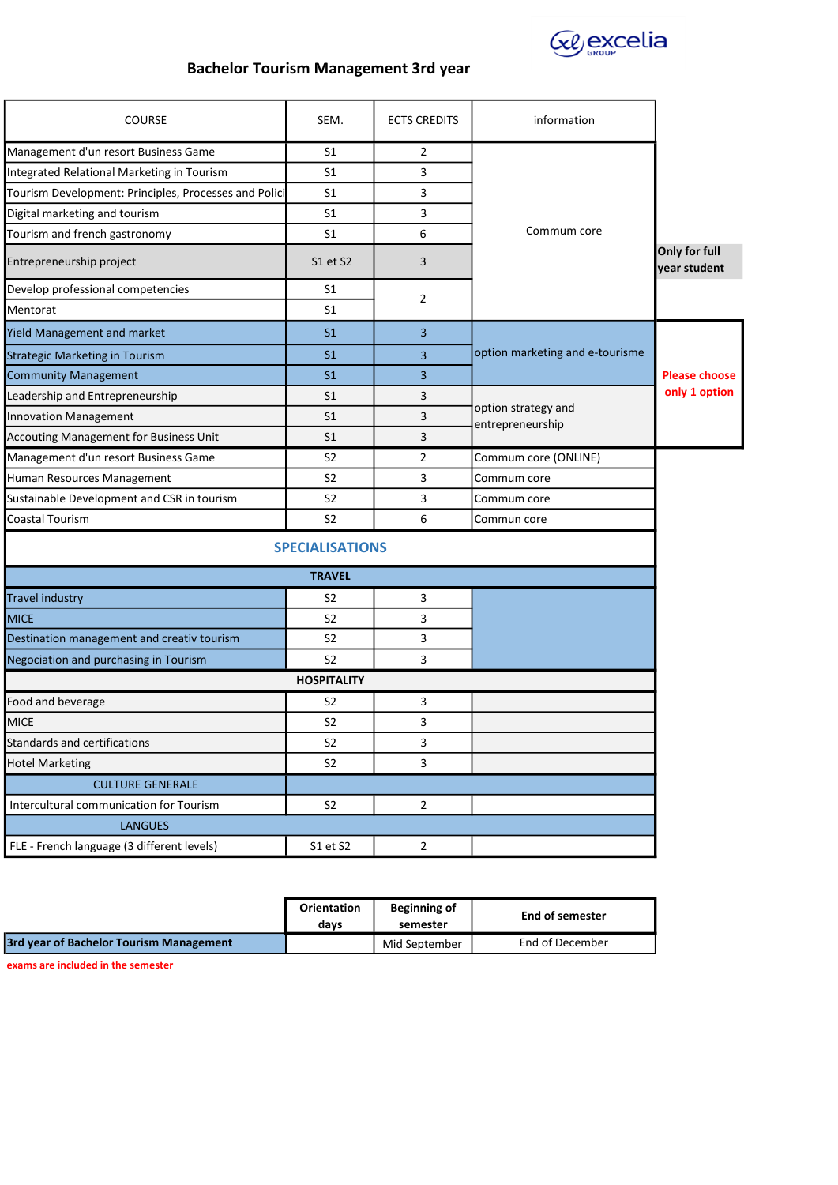# Bachelor Tourism Management 3rd year

| COURSE | SEM. | ECTS CREDITS | information | |
|---|---|---|---|---|
| Management d'un resort Business Game | S1 | 2 | Commum core | |
| Integrated Relational Marketing in Tourism | S1 | 3 | | |
| Tourism Development: Principles, Processes and Polici | S1 | 3 | | |
| Digital marketing and tourism | S1 | 3 | | |
| Tourism and french gastronomy | S1 | 6 | | |
| Entrepreneurship project | S1 et S2 | 3 | | **Only for full year student** |
| Develop professional competencies | S1 | 2 | | |
| Mentorat | S1 | | | |
| Yield Management and market | S1 | 3 | option marketing and e-tourisme | **Please choose only 1 option** |
| Strategic Marketing in Tourism | S1 | 3 | | |
| Community Management | S1 | 3 | | |
| Leadership and Entrepreneurship | S1 | 3 | option strategy and entrepreneurship | |
| Innovation Management | S1 | 3 | | |
| Accouting Management for Business Unit | S1 | 3 | | |
| Management d'un resort Business Game | S2 | 2 | Commum core (ONLINE) | |
| Human Resources Management | S2 | 3 | Commum core | |
| Sustainable Development and CSR in tourism | S2 | 3 | Commum core | |
| Coastal Tourism | S2 | 6 | Commun core | |
| **SPECIALISATIONS** | | | | |
| **TRAVEL** | | | | |
| Travel industry | S2 | 3 | | |
| MICE | S2 | 3 | | |
| Destination management and creativ tourism | S2 | 3 | | |
| Negociation and purchasing in Tourism | S2 | 3 | | |
| **HOSPITALITY** | | | | |
| Food and beverage | S2 | 3 | | |
| MICE | S2 | 3 | | |
| Standards and certifications | S2 | 3 | | |
| Hotel Marketing | S2 | 3 | | |
| CULTURE GENERALE | | | | |
| Intercultural communication for Tourism | S2 | 2 | | |
| LANGUES | | | | |
| FLE - French language (3 different levels) | S1 et S2 | 2 | | |

| | **Orientation days** | **Beginning of semester** | **End of semester** |
|---|---|---|---|
| **3rd year of Bachelor Tourism Management** | | Mid September | End of December |

**exams are included in the semester**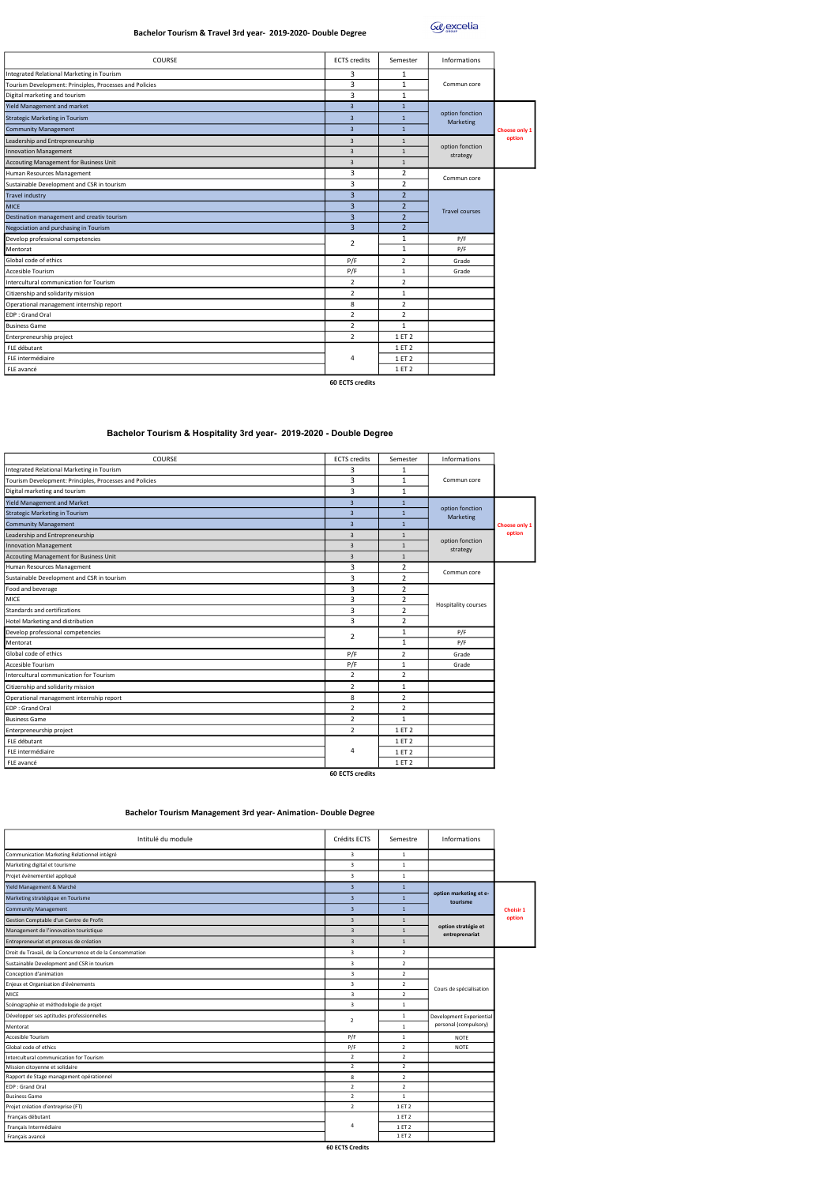## Bachelor Tourism & Travel 3rd year- 2019-2020- Double Degree

excelia

| COURSE | ECTS credits | Semester | Informations | |
|---|---|---|---|---|
| Integrated Relational Marketing in Tourism | 3 | 1 | Commun core | |
| Tourism Development: Principles, Processes and Policies | 3 | 1 | | |
| Digital marketing and tourism | 3 | 1 | | |
| Yield Management and market | 3 | 1 | option fonction Marketing | Choose only 1 option |
| Strategic Marketing in Tourism | 3 | 1 | | |
| Community Management | 3 | 1 | | |
| Leadership and Entrepreneurship | 3 | 1 | option fonction strategy | |
| Innovation Management | 3 | 1 | | |
| Accouting Management for Business Unit | 3 | 1 | | |
| Human Resources Management | 3 | 2 | Commun core | |
| Sustainable Development and CSR in tourism | 3 | 2 | | |
| Travel industry | 3 | 2 | Travel courses | |
| MICE | 3 | 2 | | |
| Destination management and creativ tourism | 3 | 2 | | |
| Negociation and purchasing in Tourism | 3 | 2 | | |
| Develop professional competencies | 2 | 1 | P/F | |
| Mentorat | | 1 | P/F | |
| Global code of ethics | P/F | 2 | Grade | |
| Accesible Tourism | P/F | 1 | Grade | |
| Intercultural communication for Tourism | 2 | 2 | | |
| Citizenship and solidarity mission | 2 | 1 | | |
| Operational management internship report | 8 | 2 | | |
| EDP : Grand Oral | 2 | 2 | | |
| Business Game | 2 | 1 | | |
| Enterpreneurship project | 2 | 1 ET 2 | | |
| FLE débutant | 4 | 1 ET 2 | | |
| FLE intermédiaire | | 1 ET 2 | | |
| FLE avancé | | 1 ET 2 | | |

**60 ECTS credits**

## Bachelor Tourism & Hospitality 3rd year- 2019-2020 - Double Degree

| COURSE | ECTS credits | Semester | Informations | |
|---|---|---|---|---|
| Integrated Relational Marketing in Tourism | 3 | 1 | Commun core | |
| Tourism Development: Principles, Processes and Policies | 3 | 1 | | |
| Digital marketing and tourism | 3 | 1 | | |
| Yield Management and Market | 3 | 1 | option fonction Marketing | Choose only 1 option |
| Strategic Marketing in Tourism | 3 | 1 | | |
| Community Management | 3 | 1 | | |
| Leadership and Entrepreneurship | 3 | 1 | option fonction strategy | |
| Innovation Management | 3 | 1 | | |
| Accouting Management for Business Unit | 3 | 1 | | |
| Human Resources Management | 3 | 2 | Commun core | |
| Sustainable Development and CSR in tourism | 3 | 2 | | |
| Food and beverage | 3 | 2 | Hospitality courses | |
| MICE | 3 | 2 | | |
| Standards and certifications | 3 | 2 | | |
| Hotel Marketing and distribution | 3 | 2 | | |
| Develop professional competencies | 2 | 1 | P/F | |
| Mentorat | | 1 | P/F | |
| Global code of ethics | P/F | 2 | Grade | |
| Accesible Tourism | P/F | 1 | Grade | |
| Intercultural communication for Tourism | 2 | 2 | | |
| Citizenship and solidarity mission | 2 | 1 | | |
| Operational management internship report | 8 | 2 | | |
| EDP : Grand Oral | 2 | 2 | | |
| Business Game | 2 | 1 | | |
| Enterpreneurship project | 2 | 1 ET 2 | | |
| FLE débutant | 4 | 1 ET 2 | | |
| FLE intermédiaire | | 1 ET 2 | | |
| FLE avancé | | 1 ET 2 | | |

**60 ECTS credits**

## Bachelor Tourism Management 3rd year- Animation- Double Degree

| Intitulé du module | Crédits ECTS | Semestre | Informations | |
|---|---|---|---|---|
| Communication Marketing Relationnel intégré | 3 | 1 | | |
| Marketing digital et tourisme | 3 | 1 | | |
| Projet événementiel appliqué | 3 | 1 | | |
| Yield Management & Marché | 3 | 1 | option marketing et e-tourisme | Choisir 1 option |
| Marketing stratégique en Tourisme | 3 | 1 | | |
| Community Management | 3 | 1 | | |
| Gestion Comptable d'un Centre de Profit | 3 | 1 | option stratégie et entreprenariat | |
| Management de l'innovation touristique | 3 | 1 | | |
| Entrepreneuriat et processus de création | 3 | 1 | | |
| Droit du Travail, de la Concurrence et de la Consommation | 3 | 2 | | |
| Sustainable Development and CSR in tourism | 3 | 2 | | |
| Conception d'animation | 3 | 2 | Cours de spécialisation | |
| Enjeux et Organisation d'évènements | 3 | 2 | | |
| MICE | 3 | 2 | | |
| Scénographie et méthodologie de projet | 3 | 1 | | |
| Développer ses aptitudes professionnelles | 2 | 1 | Development Experiential personal (compulsory) | |
| Mentorat | | 1 | | |
| Accesible Tourism | P/F | 1 | NOTE | |
| Global code of ethics | P/F | 2 | NOTE | |
| Intercultural communication for Tourism | 2 | 2 | | |
| Mission citoyenne et solidaire | 2 | 2 | | |
| Rapport de Stage management opérationnel | 8 | 2 | | |
| EDP : Grand Oral | 2 | 2 | | |
| Business Game | 2 | 1 | | |
| Projet création d'entreprise (FT) | 2 | 1 ET 2 | | |
| Français débutant | 4 | 1 ET 2 | | |
| Français Intermédiaire | | 1 ET 2 | | |
| Français avancé | | 1 ET 2 | | |

**60 ECTS Credits**